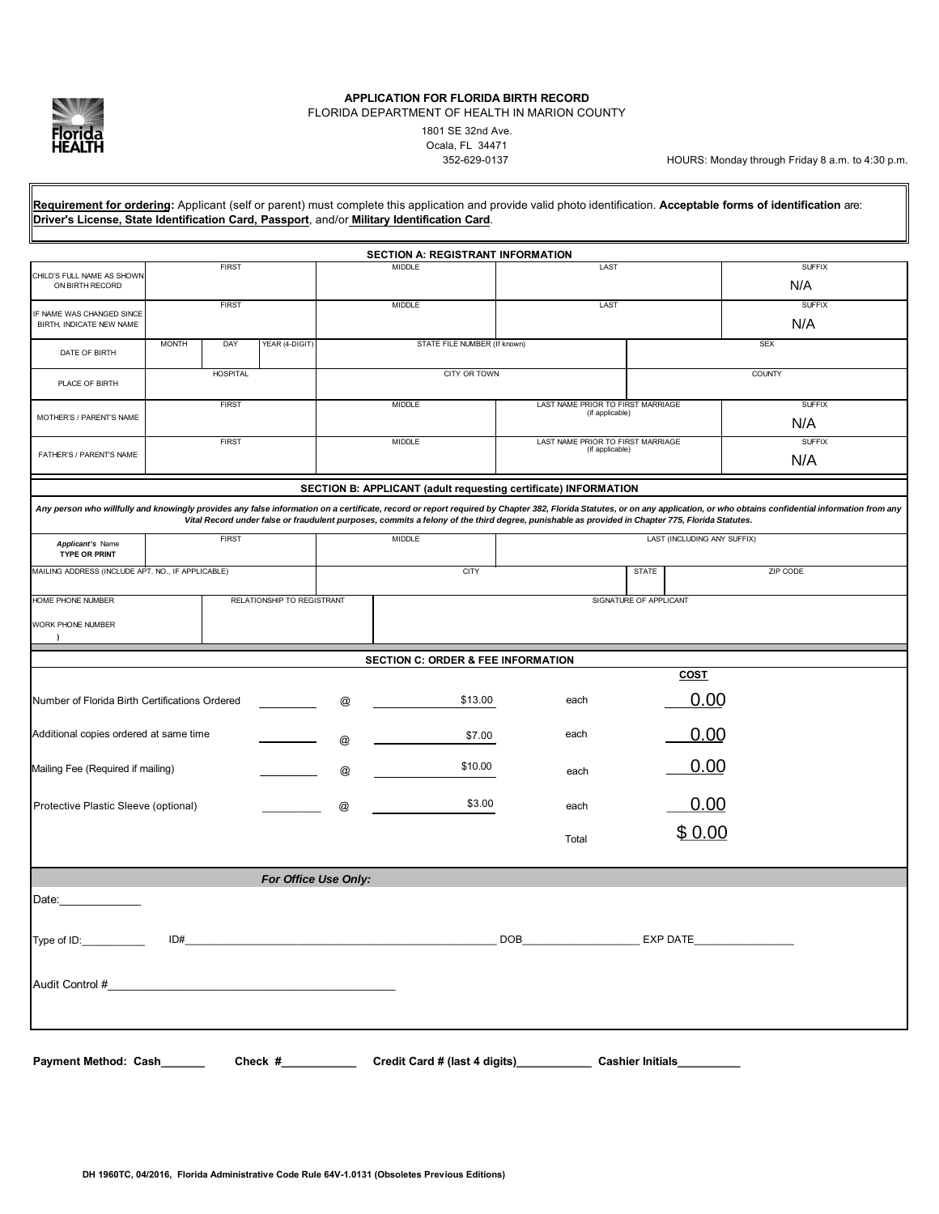**APPLICATION FOR FLORIDA BIRTH RECORD**
FLORIDA DEPARTMENT OF HEALTH IN MARION COUNTY
1801 SE 32nd Ave.
Ocala, FL 34471
352-629-0137

HOURS: Monday through Friday 8 a.m. to 4:30 p.m.

**Requirement for ordering:** Applicant (self or parent) must complete this application and provide valid photo identification. **Acceptable forms of identification** are: **Driver's License, State Identification Card, Passport**, and/or **Military Identification Card**.

## SECTION A: REGISTRANT INFORMATION

| | | | | |
|---|---|---|---|---|
| CHILD'S FULL NAME AS SHOWN ON BIRTH RECORD | FIRST | MIDDLE | LAST | SUFFIX<br>N/A |
| IF NAME WAS CHANGED SINCE BIRTH, INDICATE NEW NAME | FIRST | MIDDLE | LAST | SUFFIX<br>N/A |
| DATE OF BIRTH | MONTH / DAY / YEAR (4-DIGIT) | STATE FILE NUMBER (If known) | | SEX |
| PLACE OF BIRTH | HOSPITAL | CITY OR TOWN | | COUNTY |
| MOTHER'S / PARENT'S NAME | FIRST | MIDDLE | LAST NAME PRIOR TO FIRST MARRIAGE (if applicable) | SUFFIX<br>N/A |
| FATHER'S / PARENT'S NAME | FIRST | MIDDLE | LAST NAME PRIOR TO FIRST MARRIAGE (if applicable) | SUFFIX<br>N/A |

## SECTION B: APPLICANT (adult requesting certificate) INFORMATION

***Any person who willfully and knowingly provides any false information on a certificate, record or report required by Chapter 382, Florida Statutes, or on any application, or who obtains confidential information from any Vital Record under false or fraudulent purposes, commits a felony of the third degree, punishable as provided in Chapter 775, Florida Statutes.***

| | | | | |
|---|---|---|---|---|
| ***Applicant's*** Name **TYPE OR PRINT** | FIRST | MIDDLE | LAST (INCLUDING ANY SUFFIX) | |
| MAILING ADDRESS (INCLUDE APT. NO., IF APPLICABLE) | | CITY | STATE | ZIP CODE |
| HOME PHONE NUMBER<br>WORK PHONE NUMBER<br>) | RELATIONSHIP TO REGISTRANT | SIGNATURE OF APPLICANT | | |

## SECTION C: ORDER & FEE INFORMATION

| | | | | | **COST** |
|---|---|---|---|---|---|
| Number of Florida Birth Certifications Ordered | ________ | @ | $13.00 | each | 0.00 |
| Additional copies ordered at same time | ________ | @ | $7.00 | each | 0.00 |
| Mailing Fee (Required if mailing) | ________ | @ | $10.00 | each | 0.00 |
| Protective Plastic Sleeve (optional) | ________ | @ | $3.00 | each | 0.00 |
| | | | | Total | $ 0.00 |

***For Office Use Only:***

Date:_____________

Type of ID:___________ ID#______________________________ DOB___________________ EXP DATE_________________

Audit Control #_____________________________________________

**Payment Method: Cash_______ Check #___________ Credit Card # (last 4 digits)____________ Cashier Initials__________**

**DH 1960TC, 04/2016, Florida Administrative Code Rule 64V-1.0131 (Obsoletes Previous Editions)**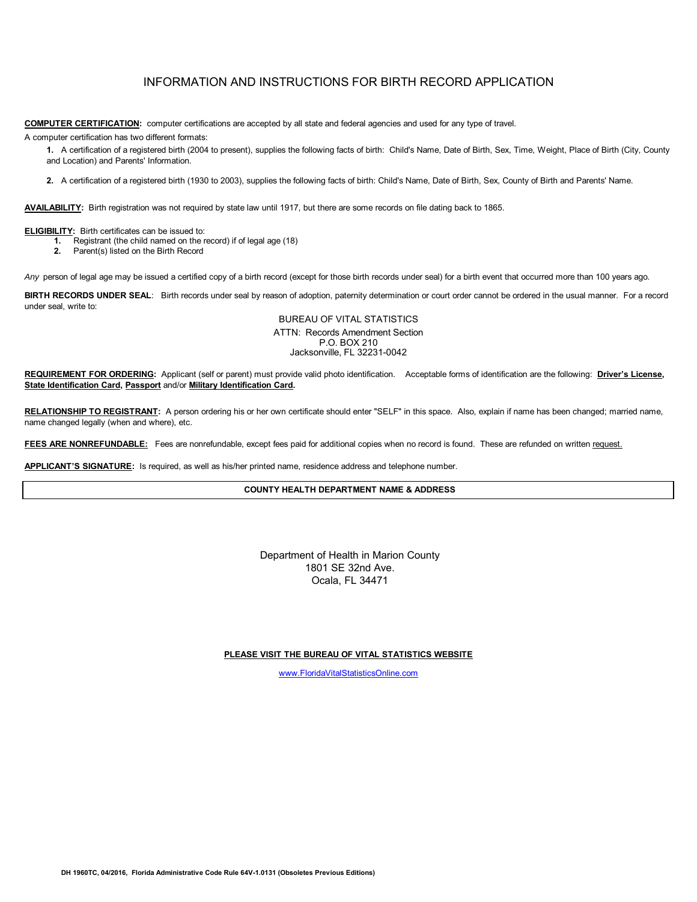# INFORMATION AND INSTRUCTIONS FOR BIRTH RECORD APPLICATION

**COMPUTER CERTIFICATION:** computer certifications are accepted by all state and federal agencies and used for any type of travel.

A computer certification has two different formats:

1. A certification of a registered birth (2004 to present), supplies the following facts of birth: Child's Name, Date of Birth, Sex, Time, Weight, Place of Birth (City, County and Location) and Parents' Information.
2. A certification of a registered birth (1930 to 2003), supplies the following facts of birth: Child's Name, Date of Birth, Sex, County of Birth and Parents' Name.

**AVAILABILITY:** Birth registration was not required by state law until 1917, but there are some records on file dating back to 1865.

**ELIGIBILITY:** Birth certificates can be issued to:

1. Registrant (the child named on the record) if of legal age (18)
2. Parent(s) listed on the Birth Record

*Any* person of legal age may be issued a certified copy of a birth record (except for those birth records under seal) for a birth event that occurred more than 100 years ago.

**BIRTH RECORDS UNDER SEAL**: Birth records under seal by reason of adoption, paternity determination or court order cannot be ordered in the usual manner. For a record under seal, write to:

BUREAU OF VITAL STATISTICS
ATTN: Records Amendment Section
P.O. BOX 210
Jacksonville, FL 32231-0042

**REQUIREMENT FOR ORDERING:** Applicant (self or parent) must provide valid photo identification. Acceptable forms of identification are the following: **Driver's License, State Identification Card, Passport** and/or **Military Identification Card.**

**RELATIONSHIP TO REGISTRANT:** A person ordering his or her own certificate should enter "SELF" in this space. Also, explain if name has been changed; married name, name changed legally (when and where), etc.

**FEES ARE NONREFUNDABLE:** Fees are nonrefundable, except fees paid for additional copies when no record is found. These are refunded on written request.

**APPLICANT'S SIGNATURE:** Is required, as well as his/her printed name, residence address and telephone number.

**COUNTY HEALTH DEPARTMENT NAME & ADDRESS**

Department of Health in Marion County
1801 SE 32nd Ave.
Ocala, FL 34471

**PLEASE VISIT THE BUREAU OF VITAL STATISTICS WEBSITE**

www.FloridaVitalStatisticsOnline.com

DH 1960TC, 04/2016, Florida Administrative Code Rule 64V-1.0131 (Obsoletes Previous Editions)